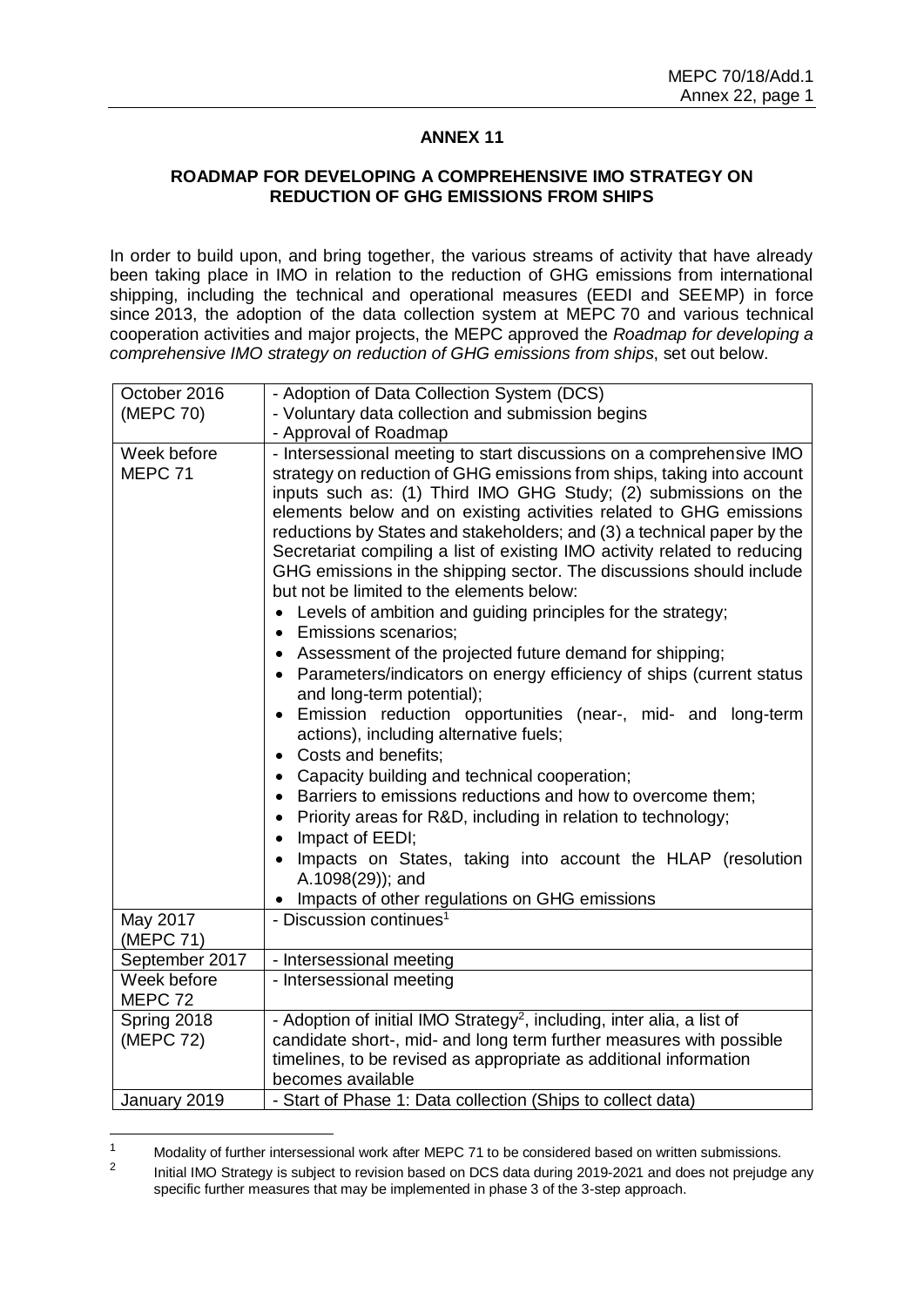## ANNEX 11

### ROADMAP FOR DEVELOPING A COMPREHENSIVE IMO STRATEGY ON REDUCTION OF GHG EMISSIONS FROM SHIPS

In order to build upon, and bring together, the various streams of activity that have already been taking place in IMO in relation to the reduction of GHG emissions from international shipping, including the technical and operational measures (EEDI and SEEMP) in force since 2013, the adoption of the data collection system at MEPC 70 and various technical cooperation activities and major projects, the MEPC approved the *Roadmap for developing a comprehensive IMO strategy on reduction of GHG emissions from ships*, set out below.

| | |
|---|---|
| October 2016 (MEPC 70) | - Adoption of Data Collection System (DCS)<br>- Voluntary data collection and submission begins<br>- Approval of Roadmap |
| Week before MEPC 71 | - Intersessional meeting to start discussions on a comprehensive IMO strategy on reduction of GHG emissions from ships, taking into account inputs such as: (1) Third IMO GHG Study; (2) submissions on the elements below and on existing activities related to GHG emissions reductions by States and stakeholders; and (3) a technical paper by the Secretariat compiling a list of existing IMO activity related to reducing GHG emissions in the shipping sector. The discussions should include but not be limited to the elements below:<br>• Levels of ambition and guiding principles for the strategy;<br>• Emissions scenarios;<br>• Assessment of the projected future demand for shipping;<br>• Parameters/indicators on energy efficiency of ships (current status and long-term potential);<br>• Emission reduction opportunities (near-, mid- and long-term actions), including alternative fuels;<br>• Costs and benefits;<br>• Capacity building and technical cooperation;<br>• Barriers to emissions reductions and how to overcome them;<br>• Priority areas for R&D, including in relation to technology;<br>• Impact of EEDI;<br>• Impacts on States, taking into account the HLAP (resolution A.1098(29)); and<br>• Impacts of other regulations on GHG emissions |
| May 2017 (MEPC 71) | - Discussion continues[1] |
| September 2017 | - Intersessional meeting |
| Week before MEPC 72 | - Intersessional meeting |
| Spring 2018 (MEPC 72) | - Adoption of initial IMO Strategy[2], including, inter alia, a list of candidate short-, mid- and long term further measures with possible timelines, to be revised as appropriate as additional information becomes available |
| January 2019 | - Start of Phase 1: Data collection (Ships to collect data) |

[1] Modality of further intersessional work after MEPC 71 to be considered based on written submissions.

[2] Initial IMO Strategy is subject to revision based on DCS data during 2019-2021 and does not prejudge any specific further measures that may be implemented in phase 3 of the 3-step approach.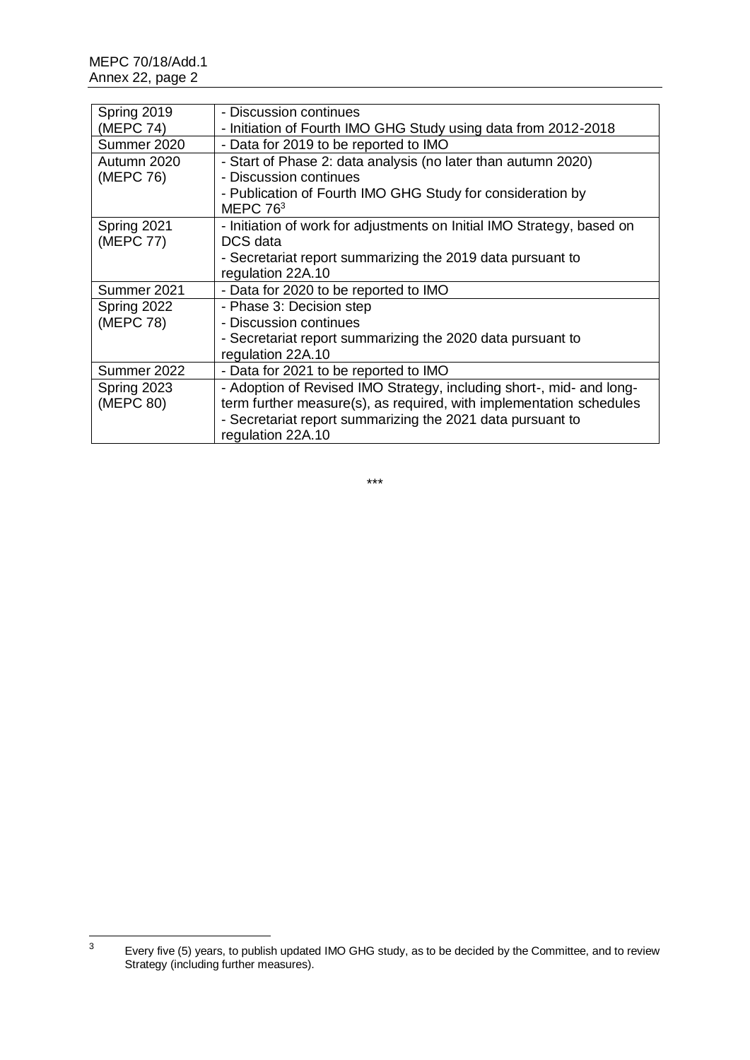| | |
|---|---|
| Spring 2019 (MEPC 74) | - Discussion continues<br>- Initiation of Fourth IMO GHG Study using data from 2012-2018 |
| Summer 2020 | - Data for 2019 to be reported to IMO |
| Autumn 2020 (MEPC 76) | - Start of Phase 2: data analysis (no later than autumn 2020)<br>- Discussion continues<br>- Publication of Fourth IMO GHG Study for consideration by MEPC 76[3] |
| Spring 2021 (MEPC 77) | - Initiation of work for adjustments on Initial IMO Strategy, based on DCS data<br>- Secretariat report summarizing the 2019 data pursuant to regulation 22A.10 |
| Summer 2021 | - Data for 2020 to be reported to IMO |
| Spring 2022 (MEPC 78) | - Phase 3: Decision step<br>- Discussion continues<br>- Secretariat report summarizing the 2020 data pursuant to regulation 22A.10 |
| Summer 2022 | - Data for 2021 to be reported to IMO |
| Spring 2023 (MEPC 80) | - Adoption of Revised IMO Strategy, including short-, mid- and long-term further measure(s), as required, with implementation schedules<br>- Secretariat report summarizing the 2021 data pursuant to regulation 22A.10 |

\*\*\*

[3] Every five (5) years, to publish updated IMO GHG study, as to be decided by the Committee, and to review Strategy (including further measures).